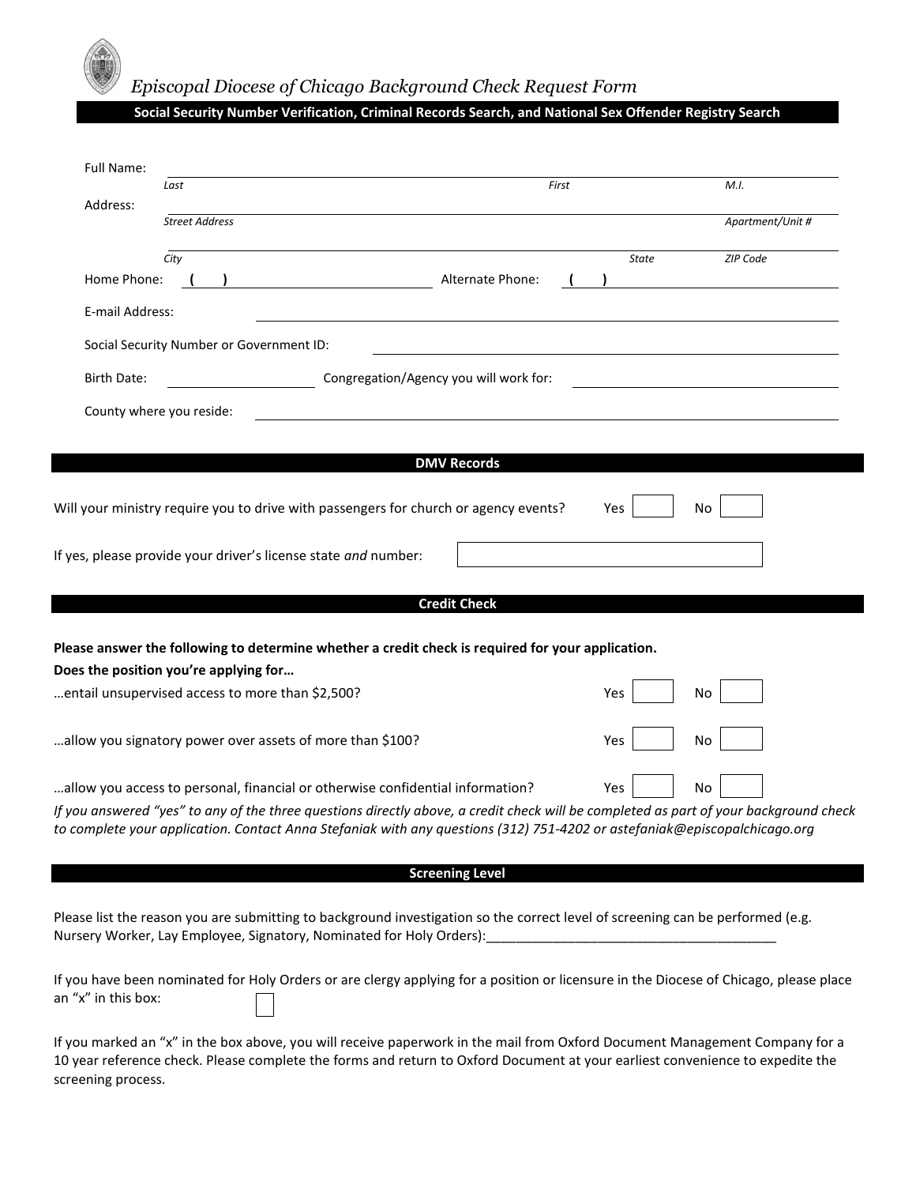# *Episcopal Diocese of Chicago Background Check Request Form*

**Social Security Number Verification, Criminal Records Search, and National Sex Offender Registry Search**

Full Name: ______________________________________________
*Last* *First* *M.I.*

Address: ______________________________________________
*Street Address* *Apartment/Unit #*

______________________________________________
*City* *State* *ZIP Code*

Home Phone: ( ) ____________________ Alternate Phone: ( ) ____________________

E-mail Address: ______________________________________________

Social Security Number or Government ID: ______________________________________________

Birth Date: ____________________ Congregation/Agency you will work for: ____________________

County where you reside: ______________________________________________

## DMV Records

Will your ministry require you to drive with passengers for church or agency events? Yes ☐ No ☐

If yes, please provide your driver's license state *and* number: ☐

## Credit Check

**Please answer the following to determine whether a credit check is required for your application.**

**Does the position you're applying for…**

…entail unsupervised access to more than $2,500? Yes ☐ No ☐

…allow you signatory power over assets of more than $100? Yes ☐ No ☐

…allow you access to personal, financial or otherwise confidential information? Yes ☐ No ☐

*If you answered "yes" to any of the three questions directly above, a credit check will be completed as part of your background check to complete your application. Contact Anna Stefaniak with any questions (312) 751-4202 or astefaniak@episcopalchicago.org*

## Screening Level

Please list the reason you are submitting to background investigation so the correct level of screening can be performed (e.g. Nursery Worker, Lay Employee, Signatory, Nominated for Holy Orders):______________________________________

If you have been nominated for Holy Orders or are clergy applying for a position or licensure in the Diocese of Chicago, please place an "x" in this box: ☐

If you marked an "x" in the box above, you will receive paperwork in the mail from Oxford Document Management Company for a 10 year reference check. Please complete the forms and return to Oxford Document at your earliest convenience to expedite the screening process.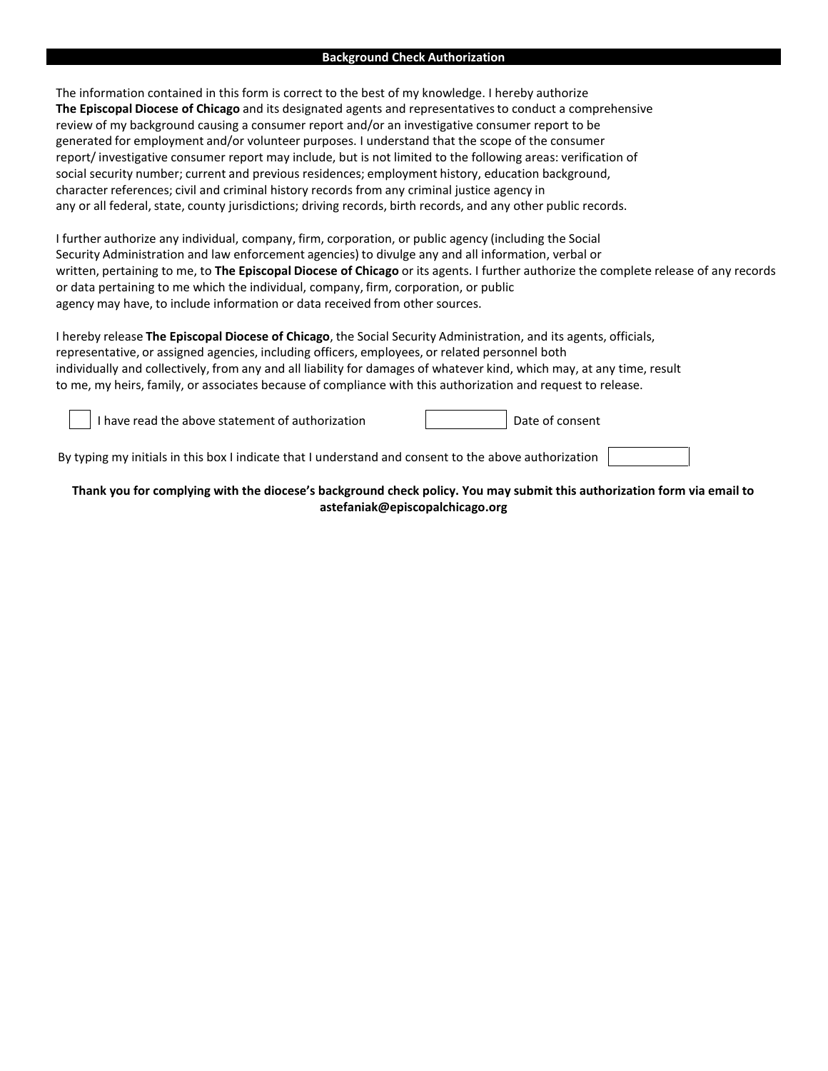## Background Check Authorization

The information contained in this form is correct to the best of my knowledge. I hereby authorize **The Episcopal Diocese of Chicago** and its designated agents and representatives to conduct a comprehensive review of my background causing a consumer report and/or an investigative consumer report to be generated for employment and/or volunteer purposes. I understand that the scope of the consumer report/ investigative consumer report may include, but is not limited to the following areas: verification of social security number; current and previous residences; employment history, education background, character references; civil and criminal history records from any criminal justice agency in any or all federal, state, county jurisdictions; driving records, birth records, and any other public records.

I further authorize any individual, company, firm, corporation, or public agency (including the Social Security Administration and law enforcement agencies) to divulge any and all information, verbal or written, pertaining to me, to **The Episcopal Diocese of Chicago** or its agents. I further authorize the complete release of any records or data pertaining to me which the individual, company, firm, corporation, or public agency may have, to include information or data received from other sources.

I hereby release **The Episcopal Diocese of Chicago**, the Social Security Administration, and its agents, officials, representative, or assigned agencies, including officers, employees, or related personnel both individually and collectively, from any and all liability for damages of whatever kind, which may, at any time, result to me, my heirs, family, or associates because of compliance with this authorization and request to release.

☐ I have read the above statement of authorization &nbsp;&nbsp;&nbsp;&nbsp; ________ Date of consent

By typing my initials in this box I indicate that I understand and consent to the above authorization ________

**Thank you for complying with the diocese's background check policy. You may submit this authorization form via email to astefaniak@episcopalchicago.org**